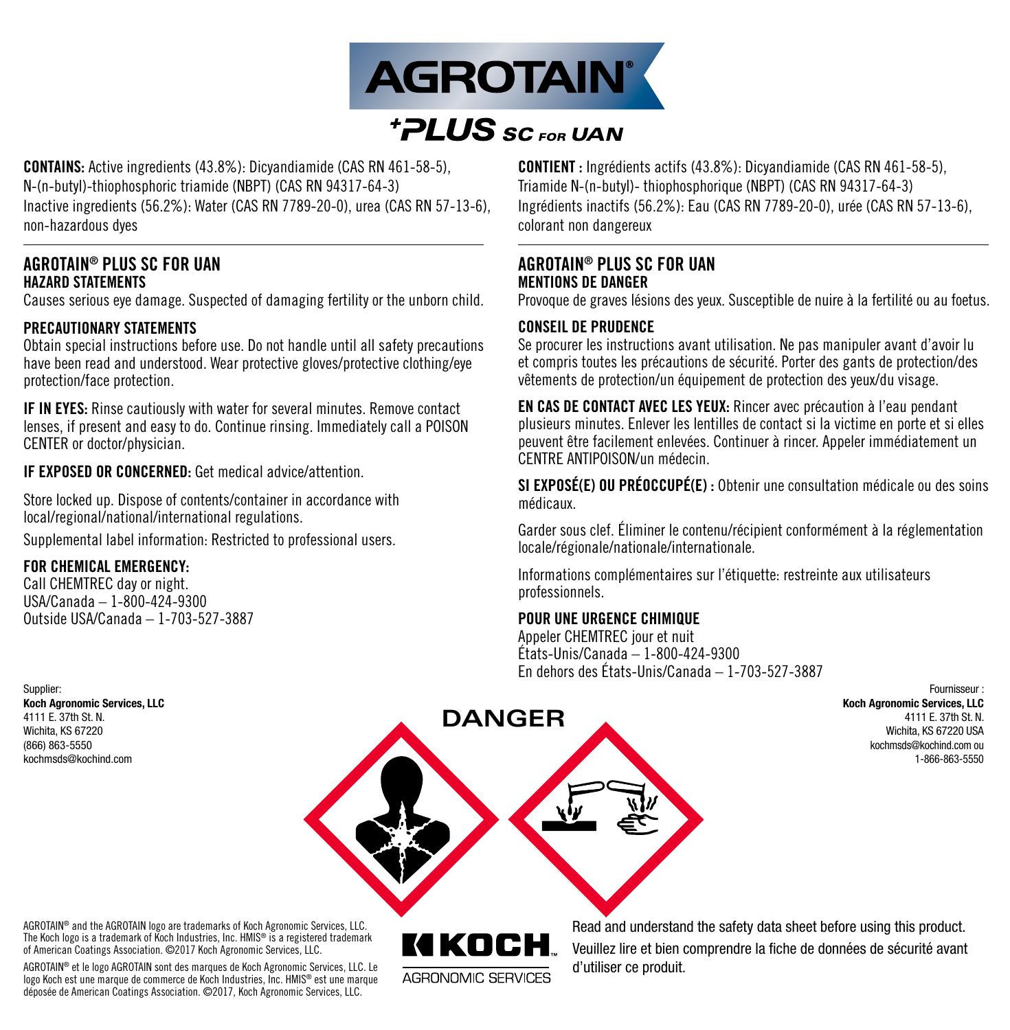# AGROTAIN®

## +PLUS SC FOR UAN

**CONTAINS:** Active ingredients (43.8%): Dicyandiamide (CAS RN 461-58-5), N-(n-butyl)-thiophosphoric triamide (NBPT) (CAS RN 94317-64-3)
Inactive ingredients (56.2%): Water (CAS RN 7789-20-0), urea (CAS RN 57-13-6), non-hazardous dyes

### AGROTAIN® PLUS SC FOR UAN

**HAZARD STATEMENTS**

Causes serious eye damage. Suspected of damaging fertility or the unborn child.

**PRECAUTIONARY STATEMENTS**

Obtain special instructions before use. Do not handle until all safety precautions have been read and understood. Wear protective gloves/protective clothing/eye protection/face protection.

**IF IN EYES:** Rinse cautiously with water for several minutes. Remove contact lenses, if present and easy to do. Continue rinsing. Immediately call a POISON CENTER or doctor/physician.

**IF EXPOSED OR CONCERNED:** Get medical advice/attention.

Store locked up. Dispose of contents/container in accordance with local/regional/national/international regulations.

Supplemental label information: Restricted to professional users.

**FOR CHEMICAL EMERGENCY:**
Call CHEMTREC day or night.
USA/Canada – 1-800-424-9300
Outside USA/Canada – 1-703-527-3887

**CONTIENT :** Ingrédients actifs (43.8%): Dicyandiamide (CAS RN 461-58-5), Triamide N-(n-butyl)- thiophosphorique (NBPT) (CAS RN 94317-64-3)
Ingrédients inactifs (56.2%): Eau (CAS RN 7789-20-0), urée (CAS RN 57-13-6), colorant non dangereux

### AGROTAIN® PLUS SC FOR UAN

**MENTIONS DE DANGER**

Provoque de graves lésions des yeux. Susceptible de nuire à la fertilité ou au foetus.

**CONSEIL DE PRUDENCE**

Se procurer les instructions avant utilisation. Ne pas manipuler avant d'avoir lu et compris toutes les précautions de sécurité. Porter des gants de protection/des vêtements de protection/un équipement de protection des yeux/du visage.

**EN CAS DE CONTACT AVEC LES YEUX:** Rincer avec précaution à l'eau pendant plusieurs minutes. Enlever les lentilles de contact si la victime en porte et si elles peuvent être facilement enlevées. Continuer à rincer. Appeler immédiatement un CENTRE ANTIPOISON/un médecin.

**SI EXPOSÉ(E) OU PRÉOCCUPÉ(E) :** Obtenir une consultation médicale ou des soins médicaux.

Garder sous clef. Éliminer le contenu/récipient conformément à la réglementation locale/régionale/nationale/internationale.

Informations complémentaires sur l'étiquette: restreinte aux utilisateurs professionnels.

**POUR UNE URGENCE CHIMIQUE**
Appeler CHEMTREC jour et nuit
États-Unis/Canada – 1-800-424-9300
En dehors des États-Unis/Canada – 1-703-527-3887

Supplier:
**Koch Agronomic Services, LLC**
4111 E. 37th St. N.
Wichita, KS 67220
(866) 863-5550
kochmsds@kochind.com

**DANGER**

Fournisseur :
**Koch Agronomic Services, LLC**
4111 E. 37th St. N.
Wichita, KS 67220 USA
kochmsds@kochind.com ou
1-866-863-5550

AGROTAIN® and the AGROTAIN logo are trademarks of Koch Agronomic Services, LLC. The Koch logo is a trademark of Koch Industries, Inc. HMIS® is a registered trademark of American Coatings Association. ©2017 Koch Agronomic Services, LLC.

AGROTAIN® et le logo AGROTAIN sont des marques de Koch Agronomic Services, LLC. Le logo Koch est une marque de commerce de Koch Industries, Inc. HMIS® est une marque déposée de American Coatings Association. ©2017, Koch Agronomic Services, LLC.

KOCH AGRONOMIC SERVICES

Read and understand the safety data sheet before using this product.

Veuillez lire et bien comprendre la fiche de données de sécurité avant d'utiliser ce produit.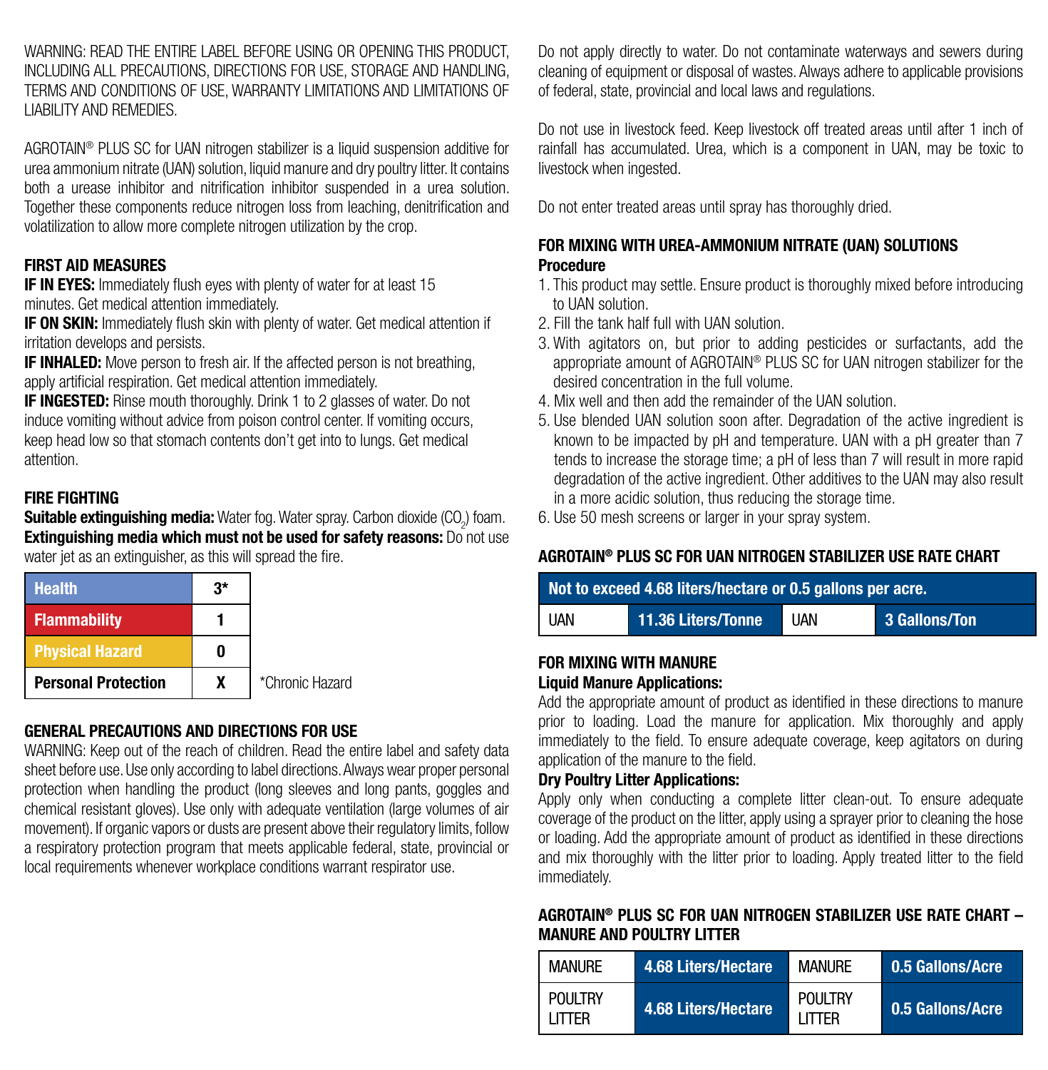WARNING: READ THE ENTIRE LABEL BEFORE USING OR OPENING THIS PRODUCT, INCLUDING ALL PRECAUTIONS, DIRECTIONS FOR USE, STORAGE AND HANDLING, TERMS AND CONDITIONS OF USE, WARRANTY LIMITATIONS AND LIMITATIONS OF LIABILITY AND REMEDIES.

AGROTAIN® PLUS SC for UAN nitrogen stabilizer is a liquid suspension additive for urea ammonium nitrate (UAN) solution, liquid manure and dry poultry litter. It contains both a urease inhibitor and nitrification inhibitor suspended in a urea solution. Together these components reduce nitrogen loss from leaching, denitrification and volatilization to allow more complete nitrogen utilization by the crop.

### FIRST AID MEASURES

**IF IN EYES:** Immediately flush eyes with plenty of water for at least 15 minutes. Get medical attention immediately.
**IF ON SKIN:** Immediately flush skin with plenty of water. Get medical attention if irritation develops and persists.
**IF INHALED:** Move person to fresh air. If the affected person is not breathing, apply artificial respiration. Get medical attention immediately.
**IF INGESTED:** Rinse mouth thoroughly. Drink 1 to 2 glasses of water. Do not induce vomiting without advice from poison control center. If vomiting occurs, keep head low so that stomach contents don't get into to lungs. Get medical attention.

### FIRE FIGHTING

**Suitable extinguishing media:** Water fog. Water spray. Carbon dioxide ($CO_2$) foam.
**Extinguishing media which must not be used for safety reasons:** Do not use water jet as an extinguisher, as this will spread the fire.

| Health | 3* |
|---|---|
| Flammability | 1 |
| Physical Hazard | 0 |
| Personal Protection | X |

*Chronic Hazard

### GENERAL PRECAUTIONS AND DIRECTIONS FOR USE

WARNING: Keep out of the reach of children. Read the entire label and safety data sheet before use. Use only according to label directions. Always wear proper personal protection when handling the product (long sleeves and long pants, goggles and chemical resistant gloves). Use only with adequate ventilation (large volumes of air movement). If organic vapors or dusts are present above their regulatory limits, follow a respiratory protection program that meets applicable federal, state, provincial or local requirements whenever workplace conditions warrant respirator use.

Do not apply directly to water. Do not contaminate waterways and sewers during cleaning of equipment or disposal of wastes. Always adhere to applicable provisions of federal, state, provincial and local laws and regulations.

Do not use in livestock feed. Keep livestock off treated areas until after 1 inch of rainfall has accumulated. Urea, which is a component in UAN, may be toxic to livestock when ingested.

Do not enter treated areas until spray has thoroughly dried.

### FOR MIXING WITH UREA-AMMONIUM NITRATE (UAN) SOLUTIONS

**Procedure**

1. This product may settle. Ensure product is thoroughly mixed before introducing to UAN solution.
2. Fill the tank half full with UAN solution.
3. With agitators on, but prior to adding pesticides or surfactants, add the appropriate amount of AGROTAIN® PLUS SC for UAN nitrogen stabilizer for the desired concentration in the full volume.
4. Mix well and then add the remainder of the UAN solution.
5. Use blended UAN solution soon after. Degradation of the active ingredient is known to be impacted by pH and temperature. UAN with a pH greater than 7 tends to increase the storage time; a pH of less than 7 will result in more rapid degradation of the active ingredient. Other additives to the UAN may also result in a more acidic solution, thus reducing the storage time.
6. Use 50 mesh screens or larger in your spray system.

### AGROTAIN® PLUS SC FOR UAN NITROGEN STABILIZER USE RATE CHART

| Not to exceed 4.68 liters/hectare or 0.5 gallons per acre. | | | |
|---|---|---|---|
| UAN | 11.36 Liters/Tonne | UAN | 3 Gallons/Ton |

### FOR MIXING WITH MANURE

**Liquid Manure Applications:**

Add the appropriate amount of product as identified in these directions to manure prior to loading. Load the manure for application. Mix thoroughly and apply immediately to the field. To ensure adequate coverage, keep agitators on during application of the manure to the field.

**Dry Poultry Litter Applications:**

Apply only when conducting a complete litter clean-out. To ensure adequate coverage of the product on the litter, apply using a sprayer prior to cleaning the hose or loading. Add the appropriate amount of product as identified in these directions and mix thoroughly with the litter prior to loading. Apply treated litter to the field immediately.

### AGROTAIN® PLUS SC FOR UAN NITROGEN STABILIZER USE RATE CHART – MANURE AND POULTRY LITTER

| MANURE | 4.68 Liters/Hectare | MANURE | 0.5 Gallons/Acre |
|---|---|---|---|
| POULTRY LITTER | 4.68 Liters/Hectare | POULTRY LITTER | 0.5 Gallons/Acre |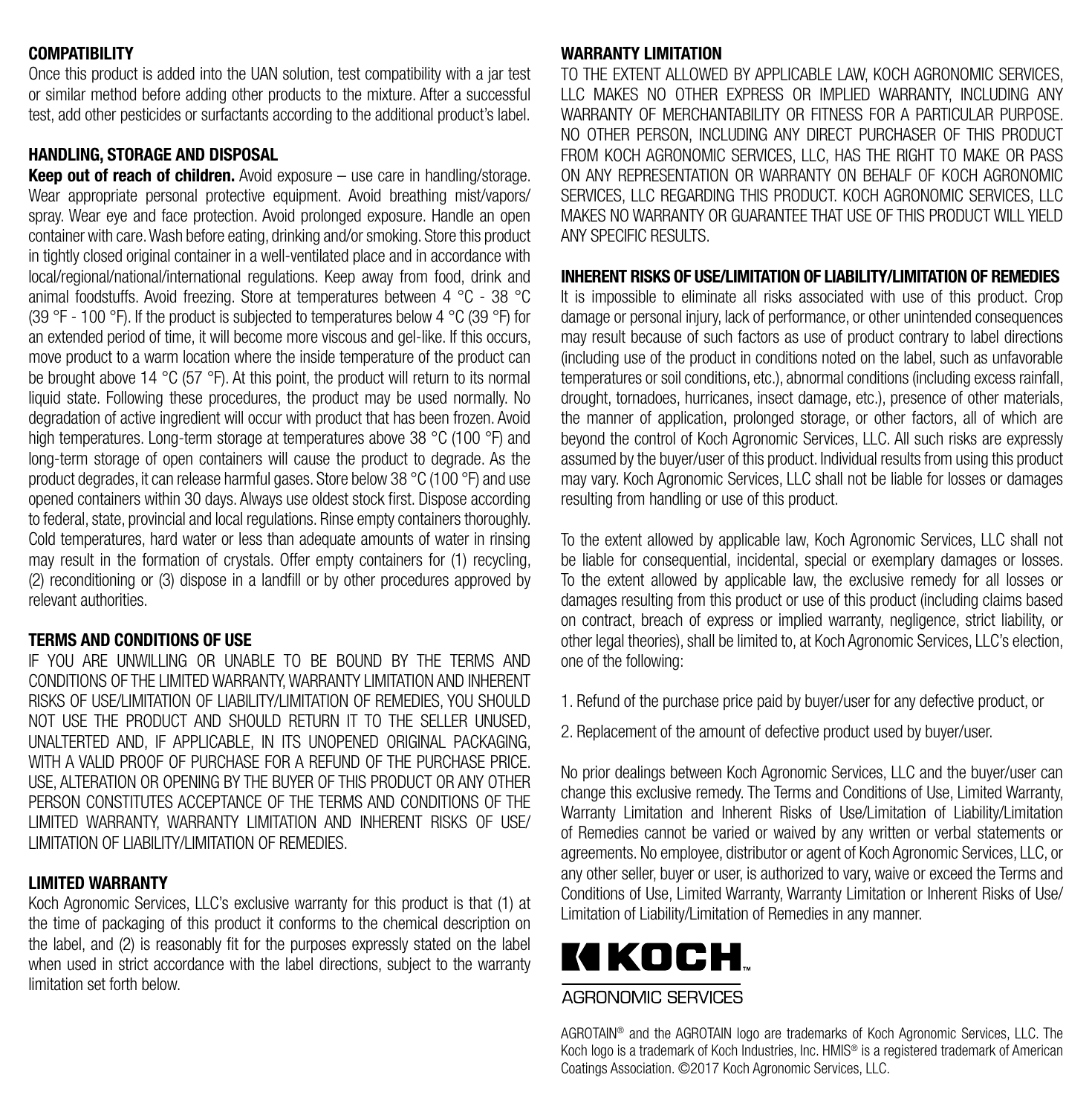## COMPATIBILITY

Once this product is added into the UAN solution, test compatibility with a jar test or similar method before adding other products to the mixture. After a successful test, add other pesticides or surfactants according to the additional product's label.

## HANDLING, STORAGE AND DISPOSAL

**Keep out of reach of children.** Avoid exposure – use care in handling/storage. Wear appropriate personal protective equipment. Avoid breathing mist/vapors/ spray. Wear eye and face protection. Avoid prolonged exposure. Handle an open container with care. Wash before eating, drinking and/or smoking. Store this product in tightly closed original container in a well-ventilated place and in accordance with local/regional/national/international regulations. Keep away from food, drink and animal foodstuffs. Avoid freezing. Store at temperatures between 4 °C - 38 °C (39 °F - 100 °F). If the product is subjected to temperatures below 4 °C (39 °F) for an extended period of time, it will become more viscous and gel-like. If this occurs, move product to a warm location where the inside temperature of the product can be brought above 14 °C (57 °F). At this point, the product will return to its normal liquid state. Following these procedures, the product may be used normally. No degradation of active ingredient will occur with product that has been frozen. Avoid high temperatures. Long-term storage at temperatures above 38 °C (100 °F) and long-term storage of open containers will cause the product to degrade. As the product degrades, it can release harmful gases. Store below 38 °C (100 °F) and use opened containers within 30 days. Always use oldest stock first. Dispose according to federal, state, provincial and local regulations. Rinse empty containers thoroughly. Cold temperatures, hard water or less than adequate amounts of water in rinsing may result in the formation of crystals. Offer empty containers for (1) recycling, (2) reconditioning or (3) dispose in a landfill or by other procedures approved by relevant authorities.

## TERMS AND CONDITIONS OF USE

IF YOU ARE UNWILLING OR UNABLE TO BE BOUND BY THE TERMS AND CONDITIONS OF THE LIMITED WARRANTY, WARRANTY LIMITATION AND INHERENT RISKS OF USE/LIMITATION OF LIABILITY/LIMITATION OF REMEDIES, YOU SHOULD NOT USE THE PRODUCT AND SHOULD RETURN IT TO THE SELLER UNUSED, UNALTERTED AND, IF APPLICABLE, IN ITS UNOPENED ORIGINAL PACKAGING, WITH A VALID PROOF OF PURCHASE FOR A REFUND OF THE PURCHASE PRICE. USE, ALTERATION OR OPENING BY THE BUYER OF THIS PRODUCT OR ANY OTHER PERSON CONSTITUTES ACCEPTANCE OF THE TERMS AND CONDITIONS OF THE LIMITED WARRANTY, WARRANTY LIMITATION AND INHERENT RISKS OF USE/ LIMITATION OF LIABILITY/LIMITATION OF REMEDIES.

## LIMITED WARRANTY

Koch Agronomic Services, LLC's exclusive warranty for this product is that (1) at the time of packaging of this product it conforms to the chemical description on the label, and (2) is reasonably fit for the purposes expressly stated on the label when used in strict accordance with the label directions, subject to the warranty limitation set forth below.

## WARRANTY LIMITATION

TO THE EXTENT ALLOWED BY APPLICABLE LAW, KOCH AGRONOMIC SERVICES, LLC MAKES NO OTHER EXPRESS OR IMPLIED WARRANTY, INCLUDING ANY WARRANTY OF MERCHANTABILITY OR FITNESS FOR A PARTICULAR PURPOSE. NO OTHER PERSON, INCLUDING ANY DIRECT PURCHASER OF THIS PRODUCT FROM KOCH AGRONOMIC SERVICES, LLC, HAS THE RIGHT TO MAKE OR PASS ON ANY REPRESENTATION OR WARRANTY ON BEHALF OF KOCH AGRONOMIC SERVICES, LLC REGARDING THIS PRODUCT. KOCH AGRONOMIC SERVICES, LLC MAKES NO WARRANTY OR GUARANTEE THAT USE OF THIS PRODUCT WILL YIELD ANY SPECIFIC RESULTS.

## INHERENT RISKS OF USE/LIMITATION OF LIABILITY/LIMITATION OF REMEDIES

It is impossible to eliminate all risks associated with use of this product. Crop damage or personal injury, lack of performance, or other unintended consequences may result because of such factors as use of product contrary to label directions (including use of the product in conditions noted on the label, such as unfavorable temperatures or soil conditions, etc.), abnormal conditions (including excess rainfall, drought, tornadoes, hurricanes, insect damage, etc.), presence of other materials, the manner of application, prolonged storage, or other factors, all of which are beyond the control of Koch Agronomic Services, LLC. All such risks are expressly assumed by the buyer/user of this product. Individual results from using this product may vary. Koch Agronomic Services, LLC shall not be liable for losses or damages resulting from handling or use of this product.

To the extent allowed by applicable law, Koch Agronomic Services, LLC shall not be liable for consequential, incidental, special or exemplary damages or losses. To the extent allowed by applicable law, the exclusive remedy for all losses or damages resulting from this product or use of this product (including claims based on contract, breach of express or implied warranty, negligence, strict liability, or other legal theories), shall be limited to, at Koch Agronomic Services, LLC's election, one of the following:

1. Refund of the purchase price paid by buyer/user for any defective product, or
2. Replacement of the amount of defective product used by buyer/user.

No prior dealings between Koch Agronomic Services, LLC and the buyer/user can change this exclusive remedy. The Terms and Conditions of Use, Limited Warranty, Warranty Limitation and Inherent Risks of Use/Limitation of Liability/Limitation of Remedies cannot be varied or waived by any written or verbal statements or agreements. No employee, distributor or agent of Koch Agronomic Services, LLC, or any other seller, buyer or user, is authorized to vary, waive or exceed the Terms and Conditions of Use, Limited Warranty, Warranty Limitation or Inherent Risks of Use/ Limitation of Liability/Limitation of Remedies in any manner.

KOCH™
AGRONOMIC SERVICES

AGROTAIN® and the AGROTAIN logo are trademarks of Koch Agronomic Services, LLC. The Koch logo is a trademark of Koch Industries, Inc. HMIS® is a registered trademark of American Coatings Association. ©2017 Koch Agronomic Services, LLC.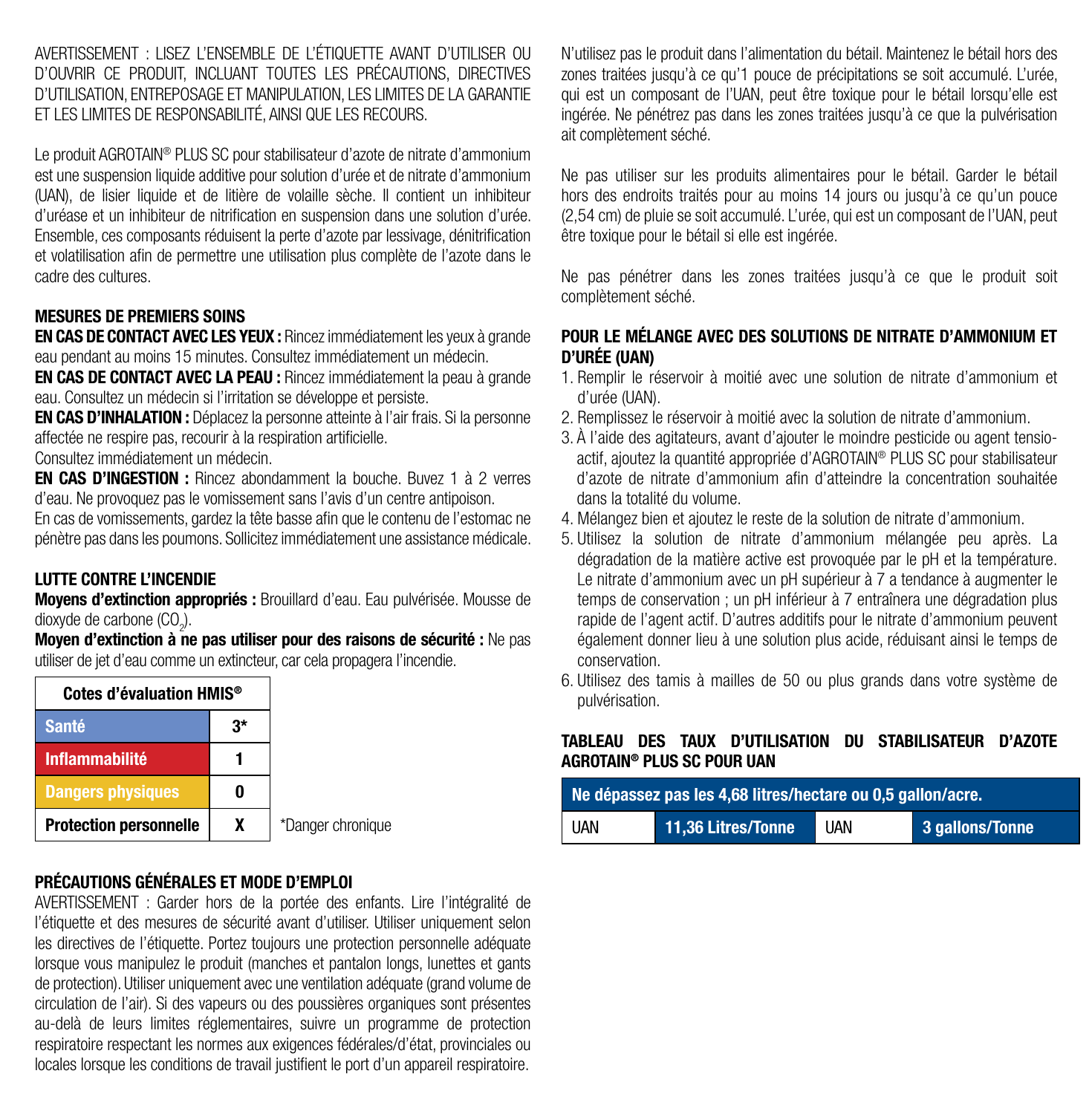AVERTISSEMENT : LISEZ L'ENSEMBLE DE L'ÉTIQUETTE AVANT D'UTILISER OU D'OUVRIR CE PRODUIT, INCLUANT TOUTES LES PRÉCAUTIONS, DIRECTIVES D'UTILISATION, ENTREPOSAGE ET MANIPULATION, LES LIMITES DE LA GARANTIE ET LES LIMITES DE RESPONSABILITÉ, AINSI QUE LES RECOURS.

Le produit AGROTAIN® PLUS SC pour stabilisateur d'azote de nitrate d'ammonium est une suspension liquide additive pour solution d'urée et de nitrate d'ammonium (UAN), de lisier liquide et de litière de volaille sèche. Il contient un inhibiteur d'uréase et un inhibiteur de nitrification en suspension dans une solution d'urée. Ensemble, ces composants réduisent la perte d'azote par lessivage, dénitrification et volatilisation afin de permettre une utilisation plus complète de l'azote dans le cadre des cultures.

## MESURES DE PREMIERS SOINS

**EN CAS DE CONTACT AVEC LES YEUX :** Rincez immédiatement les yeux à grande eau pendant au moins 15 minutes. Consultez immédiatement un médecin.
**EN CAS DE CONTACT AVEC LA PEAU :** Rincez immédiatement la peau à grande eau. Consultez un médecin si l'irritation se développe et persiste.
**EN CAS D'INHALATION :** Déplacez la personne atteinte à l'air frais. Si la personne affectée ne respire pas, recourir à la respiration artificielle.
Consultez immédiatement un médecin.
**EN CAS D'INGESTION :** Rincez abondamment la bouche. Buvez 1 à 2 verres d'eau. Ne provoquez pas le vomissement sans l'avis d'un centre antipoison.
En cas de vomissements, gardez la tête basse afin que le contenu de l'estomac ne pénètre pas dans les poumons. Sollicitez immédiatement une assistance médicale.

## LUTTE CONTRE L'INCENDIE

**Moyens d'extinction appropriés :** Brouillard d'eau. Eau pulvérisée. Mousse de dioxyde de carbone ($CO_2$).
**Moyen d'extinction à ne pas utiliser pour des raisons de sécurité :** Ne pas utiliser de jet d'eau comme un extincteur, car cela propagera l'incendie.

| Cotes d'évaluation HMIS® | |
|---|---|
| Santé | 3* |
| Inflammabilité | 1 |
| Dangers physiques | 0 |
| Protection personnelle | X |

*Danger chronique

## PRÉCAUTIONS GÉNÉRALES ET MODE D'EMPLOI

AVERTISSEMENT : Garder hors de la portée des enfants. Lire l'intégralité de l'étiquette et des mesures de sécurité avant d'utiliser. Utiliser uniquement selon les directives de l'étiquette. Portez toujours une protection personnelle adéquate lorsque vous manipulez le produit (manches et pantalon longs, lunettes et gants de protection). Utiliser uniquement avec une ventilation adéquate (grand volume de circulation de l'air). Si des vapeurs ou des poussières organiques sont présentes au-delà de leurs limites réglementaires, suivre un programme de protection respiratoire respectant les normes aux exigences fédérales/d'état, provinciales ou locales lorsque les conditions de travail justifient le port d'un appareil respiratoire.

N'utilisez pas le produit dans l'alimentation du bétail. Maintenez le bétail hors des zones traitées jusqu'à ce qu'1 pouce de précipitations se soit accumulé. L'urée, qui est un composant de l'UAN, peut être toxique pour le bétail lorsqu'elle est ingérée. Ne pénétrez pas dans les zones traitées jusqu'à ce que la pulvérisation ait complètement séché.

Ne pas utiliser sur les produits alimentaires pour le bétail. Garder le bétail hors des endroits traités pour au moins 14 jours ou jusqu'à ce qu'un pouce (2,54 cm) de pluie se soit accumulé. L'urée, qui est un composant de l'UAN, peut être toxique pour le bétail si elle est ingérée.

Ne pas pénétrer dans les zones traitées jusqu'à ce que le produit soit complètement séché.

## POUR LE MÉLANGE AVEC DES SOLUTIONS DE NITRATE D'AMMONIUM ET D'URÉE (UAN)

1. Remplir le réservoir à moitié avec une solution de nitrate d'ammonium et d'urée (UAN).
2. Remplissez le réservoir à moitié avec la solution de nitrate d'ammonium.
3. À l'aide des agitateurs, avant d'ajouter le moindre pesticide ou agent tensio-actif, ajoutez la quantité appropriée d'AGROTAIN® PLUS SC pour stabilisateur d'azote de nitrate d'ammonium afin d'atteindre la concentration souhaitée dans la totalité du volume.
4. Mélangez bien et ajoutez le reste de la solution de nitrate d'ammonium.
5. Utilisez la solution de nitrate d'ammonium mélangée peu après. La dégradation de la matière active est provoquée par le pH et la température. Le nitrate d'ammonium avec un pH supérieur à 7 a tendance à augmenter le temps de conservation ; un pH inférieur à 7 entraînera une dégradation plus rapide de l'agent actif. D'autres additifs pour le nitrate d'ammonium peuvent également donner lieu à une solution plus acide, réduisant ainsi le temps de conservation.
6. Utilisez des tamis à mailles de 50 ou plus grands dans votre système de pulvérisation.

## TABLEAU DES TAUX D'UTILISATION DU STABILISATEUR D'AZOTE AGROTAIN® PLUS SC POUR UAN

| Ne dépassez pas les 4,68 litres/hectare ou 0,5 gallon/acre. | | | |
|---|---|---|---|
| UAN | 11,36 Litres/Tonne | UAN | 3 gallons/Tonne |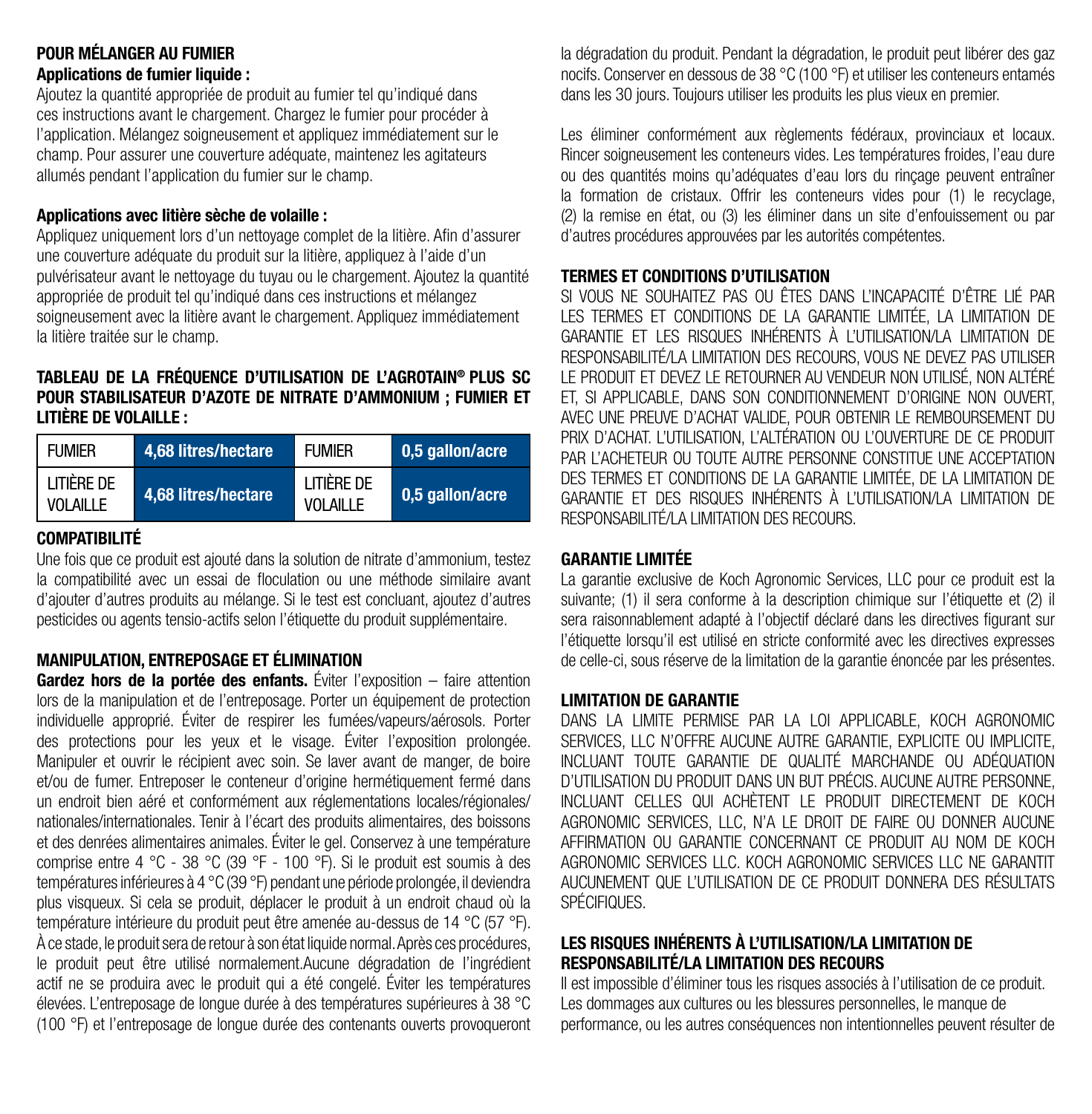## POUR MÉLANGER AU FUMIER

**Applications de fumier liquide :**

Ajoutez la quantité appropriée de produit au fumier tel qu'indiqué dans ces instructions avant le chargement. Chargez le fumier pour procéder à l'application. Mélangez soigneusement et appliquez immédiatement sur le champ. Pour assurer une couverture adéquate, maintenez les agitateurs allumés pendant l'application du fumier sur le champ.

**Applications avec litière sèche de volaille :**

Appliquez uniquement lors d'un nettoyage complet de la litière. Afin d'assurer une couverture adéquate du produit sur la litière, appliquez à l'aide d'un pulvérisateur avant le nettoyage du tuyau ou le chargement. Ajoutez la quantité appropriée de produit tel qu'indiqué dans ces instructions et mélangez soigneusement avec la litière avant le chargement. Appliquez immédiatement la litière traitée sur le champ.

## TABLEAU DE LA FRÉQUENCE D'UTILISATION DE L'AGROTAIN® PLUS SC POUR STABILISATEUR D'AZOTE DE NITRATE D'AMMONIUM ; FUMIER ET LITIÈRE DE VOLAILLE :

| FUMIER | 4,68 litres/hectare | FUMIER | 0,5 gallon/acre |
|---|---|---|---|
| LITIÈRE DE VOLAILLE | 4,68 litres/hectare | LITIÈRE DE VOLAILLE | 0,5 gallon/acre |

## COMPATIBILITÉ

Une fois que ce produit est ajouté dans la solution de nitrate d'ammonium, testez la compatibilité avec un essai de floculation ou une méthode similaire avant d'ajouter d'autres produits au mélange. Si le test est concluant, ajoutez d'autres pesticides ou agents tensio-actifs selon l'étiquette du produit supplémentaire.

## MANIPULATION, ENTREPOSAGE ET ÉLIMINATION

**Gardez hors de la portée des enfants.** Éviter l'exposition – faire attention lors de la manipulation et de l'entreposage. Porter un équipement de protection individuelle approprié. Éviter de respirer les fumées/vapeurs/aérosols. Porter des protections pour les yeux et le visage. Éviter l'exposition prolongée. Manipuler et ouvrir le récipient avec soin. Se laver avant de manger, de boire et/ou de fumer. Entreposer le conteneur d'origine hermétiquement fermé dans un endroit bien aéré et conformément aux réglementations locales/régionales/nationales/internationales. Tenir à l'écart des produits alimentaires, des boissons et des denrées alimentaires animales. Éviter le gel. Conservez à une température comprise entre 4 °C - 38 °C (39 °F - 100 °F). Si le produit est soumis à des températures inférieures à 4 °C (39 °F) pendant une période prolongée, il deviendra plus visqueux. Si cela se produit, déplacer le produit à un endroit chaud où la température intérieure du produit peut être amenée au-dessus de 14 °C (57 °F). À ce stade, le produit sera de retour à son état liquide normal. Après ces procédures, le produit peut être utilisé normalement.Aucune dégradation de l'ingrédient actif ne se produira avec le produit qui a été congelé. Éviter les températures élevées. L'entreposage de longue durée à des températures supérieures à 38 °C (100 °F) et l'entreposage de longue durée des contenants ouverts provoqueront la dégradation du produit. Pendant la dégradation, le produit peut libérer des gaz nocifs. Conserver en dessous de 38 °C (100 °F) et utiliser les conteneurs entamés dans les 30 jours. Toujours utiliser les produits les plus vieux en premier.

Les éliminer conformément aux règlements fédéraux, provinciaux et locaux. Rincer soigneusement les conteneurs vides. Les températures froides, l'eau dure ou des quantités moins qu'adéquates d'eau lors du rinçage peuvent entraîner la formation de cristaux. Offrir les conteneurs vides pour (1) le recyclage, (2) la remise en état, ou (3) les éliminer dans un site d'enfouissement ou par d'autres procédures approuvées par les autorités compétentes.

## TERMES ET CONDITIONS D'UTILISATION

SI VOUS NE SOUHAITEZ PAS OU ÊTES DANS L'INCAPACITÉ D'ÊTRE LIÉ PAR LES TERMES ET CONDITIONS DE LA GARANTIE LIMITÉE, LA LIMITATION DE GARANTIE ET LES RISQUES INHÉRENTS À L'UTILISATION/LA LIMITATION DE RESPONSABILITÉ/LA LIMITATION DES RECOURS, VOUS NE DEVEZ PAS UTILISER LE PRODUIT ET DEVEZ LE RETOURNER AU VENDEUR NON UTILISÉ, NON ALTÉRÉ ET, SI APPLICABLE, DANS SON CONDITIONNEMENT D'ORIGINE NON OUVERT, AVEC UNE PREUVE D'ACHAT VALIDE, POUR OBTENIR LE REMBOURSEMENT DU PRIX D'ACHAT. L'UTILISATION, L'ALTÉRATION OU L'OUVERTURE DE CE PRODUIT PAR L'ACHETEUR OU TOUTE AUTRE PERSONNE CONSTITUE UNE ACCEPTATION DES TERMES ET CONDITIONS DE LA GARANTIE LIMITÉE, DE LA LIMITATION DE GARANTIE ET DES RISQUES INHÉRENTS À L'UTILISATION/LA LIMITATION DE RESPONSABILITÉ/LA LIMITATION DES RECOURS.

## GARANTIE LIMITÉE

La garantie exclusive de Koch Agronomic Services, LLC pour ce produit est la suivante; (1) il sera conforme à la description chimique sur l'étiquette et (2) il sera raisonnablement adapté à l'objectif déclaré dans les directives figurant sur l'étiquette lorsqu'il est utilisé en stricte conformité avec les directives expresses de celle-ci, sous réserve de la limitation de la garantie énoncée par les présentes.

## LIMITATION DE GARANTIE

DANS LA LIMITE PERMISE PAR LA LOI APPLICABLE, KOCH AGRONOMIC SERVICES, LLC N'OFFRE AUCUNE AUTRE GARANTIE, EXPLICITE OU IMPLICITE, INCLUANT TOUTE GARANTIE DE QUALITÉ MARCHANDE OU ADÉQUATION D'UTILISATION DU PRODUIT DANS UN BUT PRÉCIS. AUCUNE AUTRE PERSONNE, INCLUANT CELLES QUI ACHÈTENT LE PRODUIT DIRECTEMENT DE KOCH AGRONOMIC SERVICES, LLC, N'A LE DROIT DE FAIRE OU DONNER AUCUNE AFFIRMATION OU GARANTIE CONCERNANT CE PRODUIT AU NOM DE KOCH AGRONOMIC SERVICES LLC. KOCH AGRONOMIC SERVICES LLC NE GARANTIT AUCUNEMENT QUE L'UTILISATION DE CE PRODUIT DONNERA DES RÉSULTATS SPÉCIFIQUES.

## LES RISQUES INHÉRENTS À L'UTILISATION/LA LIMITATION DE RESPONSABILITÉ/LA LIMITATION DES RECOURS

Il est impossible d'éliminer tous les risques associés à l'utilisation de ce produit. Les dommages aux cultures ou les blessures personnelles, le manque de performance, ou les autres conséquences non intentionnelles peuvent résulter de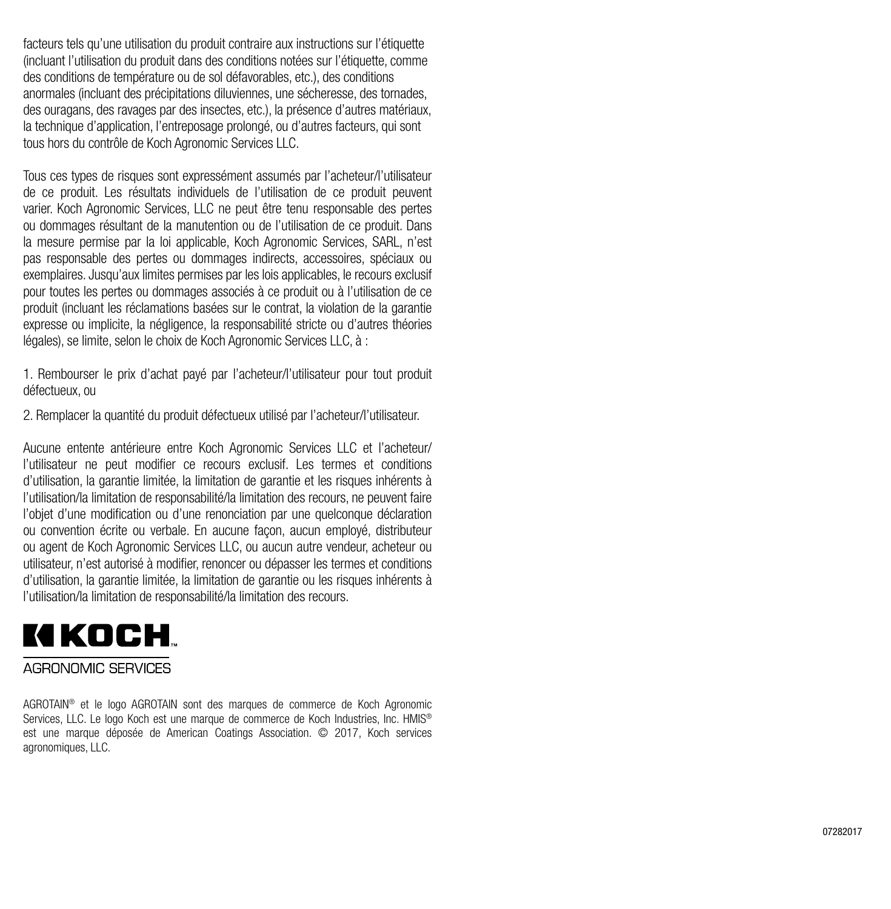facteurs tels qu'une utilisation du produit contraire aux instructions sur l'étiquette (incluant l'utilisation du produit dans des conditions notées sur l'étiquette, comme des conditions de température ou de sol défavorables, etc.), des conditions anormales (incluant des précipitations diluviennes, une sécheresse, des tornades, des ouragans, des ravages par des insectes, etc.), la présence d'autres matériaux, la technique d'application, l'entreposage prolongé, ou d'autres facteurs, qui sont tous hors du contrôle de Koch Agronomic Services LLC.

Tous ces types de risques sont expressément assumés par l'acheteur/l'utilisateur de ce produit. Les résultats individuels de l'utilisation de ce produit peuvent varier. Koch Agronomic Services, LLC ne peut être tenu responsable des pertes ou dommages résultant de la manutention ou de l'utilisation de ce produit. Dans la mesure permise par la loi applicable, Koch Agronomic Services, SARL, n'est pas responsable des pertes ou dommages indirects, accessoires, spéciaux ou exemplaires. Jusqu'aux limites permises par les lois applicables, le recours exclusif pour toutes les pertes ou dommages associés à ce produit ou à l'utilisation de ce produit (incluant les réclamations basées sur le contrat, la violation de la garantie expresse ou implicite, la négligence, la responsabilité stricte ou d'autres théories légales), se limite, selon le choix de Koch Agronomic Services LLC, à :

1. Rembourser le prix d'achat payé par l'acheteur/l'utilisateur pour tout produit défectueux, ou

2. Remplacer la quantité du produit défectueux utilisé par l'acheteur/l'utilisateur.

Aucune entente antérieure entre Koch Agronomic Services LLC et l'acheteur/ l'utilisateur ne peut modifier ce recours exclusif. Les termes et conditions d'utilisation, la garantie limitée, la limitation de garantie et les risques inhérents à l'utilisation/la limitation de responsabilité/la limitation des recours, ne peuvent faire l'objet d'une modification ou d'une renonciation par une quelconque déclaration ou convention écrite ou verbale. En aucune façon, aucun employé, distributeur ou agent de Koch Agronomic Services LLC, ou aucun autre vendeur, acheteur ou utilisateur, n'est autorisé à modifier, renoncer ou dépasser les termes et conditions d'utilisation, la garantie limitée, la limitation de garantie ou les risques inhérents à l'utilisation/la limitation de responsabilité/la limitation des recours.

KOCH™
AGRONOMIC SERVICES

AGROTAIN® et le logo AGROTAIN sont des marques de commerce de Koch Agronomic Services, LLC. Le logo Koch est une marque de commerce de Koch Industries, Inc. HMIS® est une marque déposée de American Coatings Association. © 2017, Koch services agronomiques, LLC.

07282017